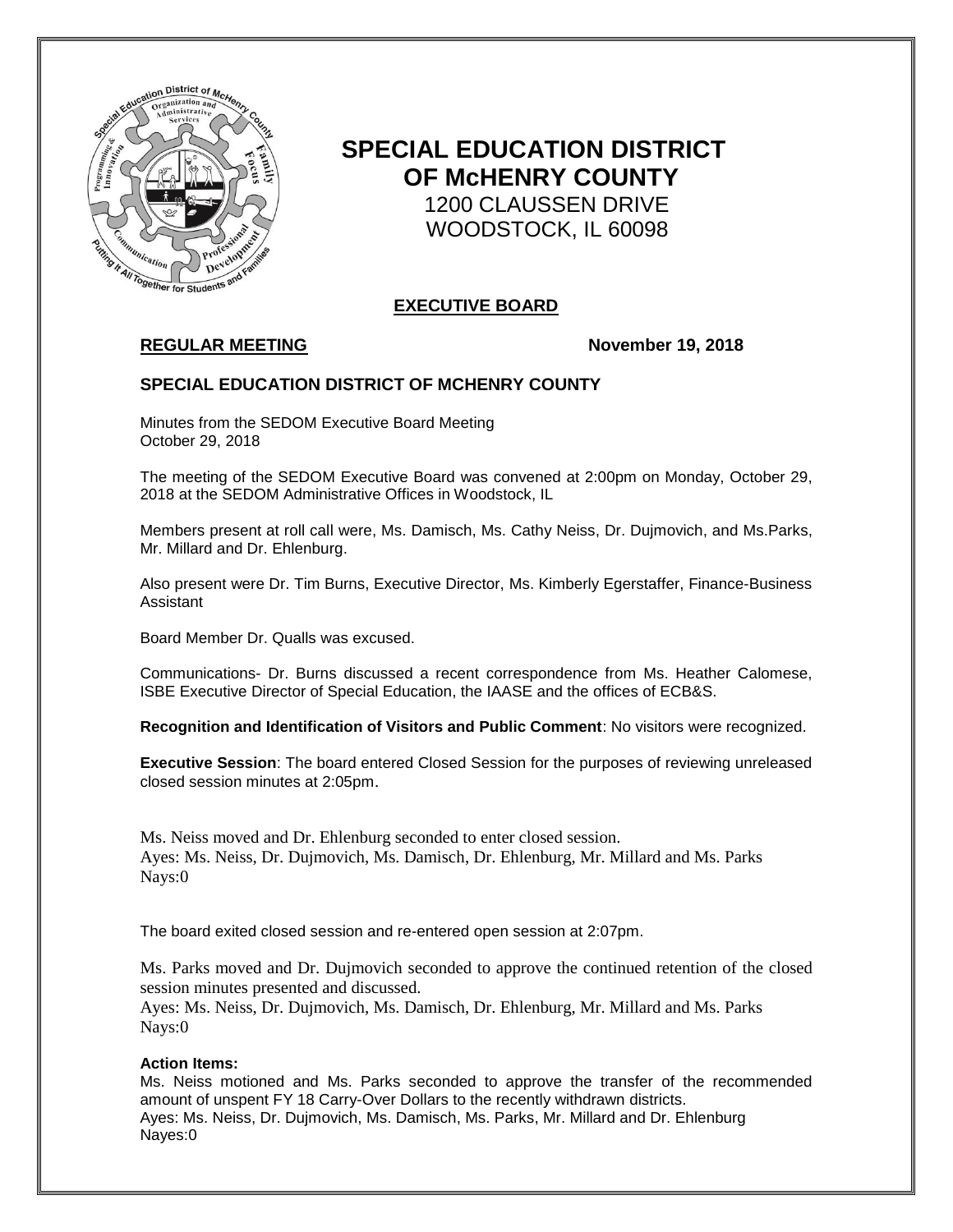# SPECIAL EDUCATION DISTRICT OF McHENRY COUNTY

1200 CLAUSSEN DRIVE
WOODSTOCK, IL 60098

## EXECUTIVE BOARD

**REGULAR MEETING** **November 19, 2018**

### SPECIAL EDUCATION DISTRICT OF MCHENRY COUNTY

Minutes from the SEDOM Executive Board Meeting
October 29, 2018

The meeting of the SEDOM Executive Board was convened at 2:00pm on Monday, October 29, 2018 at the SEDOM Administrative Offices in Woodstock, IL

Members present at roll call were, Ms. Damisch, Ms. Cathy Neiss, Dr. Dujmovich, and Ms.Parks, Mr. Millard and Dr. Ehlenburg.

Also present were Dr. Tim Burns, Executive Director, Ms. Kimberly Egerstaffer, Finance-Business Assistant

Board Member Dr. Qualls was excused.

Communications- Dr. Burns discussed a recent correspondence from Ms. Heather Calomese, ISBE Executive Director of Special Education, the IAASE and the offices of ECB&S.

**Recognition and Identification of Visitors and Public Comment**: No visitors were recognized.

**Executive Session**: The board entered Closed Session for the purposes of reviewing unreleased closed session minutes at 2:05pm.

Ms. Neiss moved and Dr. Ehlenburg seconded to enter closed session.
Ayes: Ms. Neiss, Dr. Dujmovich, Ms. Damisch, Dr. Ehlenburg, Mr. Millard and Ms. Parks
Nays:0

The board exited closed session and re-entered open session at 2:07pm.

Ms. Parks moved and Dr. Dujmovich seconded to approve the continued retention of the closed session minutes presented and discussed.
Ayes: Ms. Neiss, Dr. Dujmovich, Ms. Damisch, Dr. Ehlenburg, Mr. Millard and Ms. Parks
Nays:0

**Action Items:**
Ms. Neiss motioned and Ms. Parks seconded to approve the transfer of the recommended amount of unspent FY 18 Carry-Over Dollars to the recently withdrawn districts.
Ayes: Ms. Neiss, Dr. Dujmovich, Ms. Damisch, Ms. Parks, Mr. Millard and Dr. Ehlenburg
Nayes:0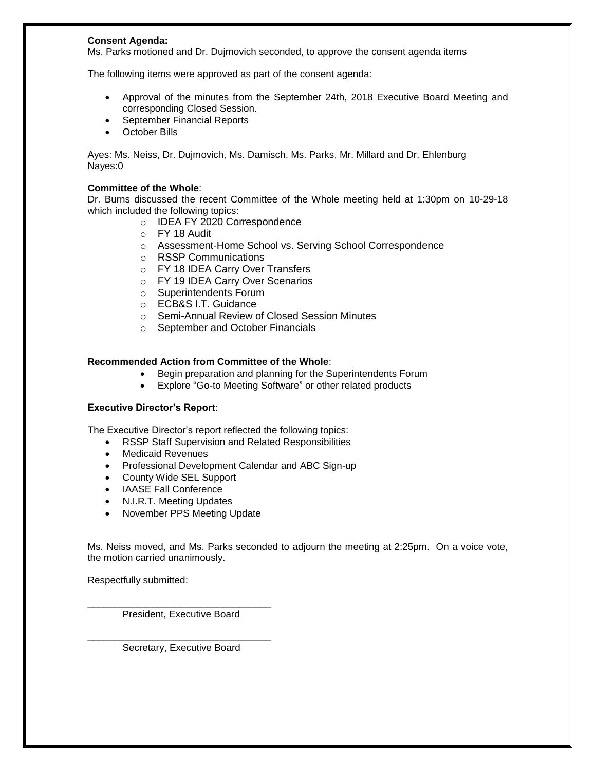**Consent Agenda:**
Ms. Parks motioned and Dr. Dujmovich seconded, to approve the consent agenda items

The following items were approved as part of the consent agenda:

- Approval of the minutes from the September 24th, 2018 Executive Board Meeting and corresponding Closed Session.
- September Financial Reports
- October Bills

Ayes: Ms. Neiss, Dr. Dujmovich, Ms. Damisch, Ms. Parks, Mr. Millard and Dr. Ehlenburg
Nayes:0

**Committee of the Whole**:
Dr. Burns discussed the recent Committee of the Whole meeting held at 1:30pm on 10-29-18 which included the following topics:

- IDEA FY 2020 Correspondence
- FY 18 Audit
- Assessment-Home School vs. Serving School Correspondence
- RSSP Communications
- FY 18 IDEA Carry Over Transfers
- FY 19 IDEA Carry Over Scenarios
- Superintendents Forum
- ECB&S I.T. Guidance
- Semi-Annual Review of Closed Session Minutes
- September and October Financials

**Recommended Action from Committee of the Whole**:

- Begin preparation and planning for the Superintendents Forum
- Explore "Go-to Meeting Software" or other related products

**Executive Director's Report**:

The Executive Director's report reflected the following topics:

- RSSP Staff Supervision and Related Responsibilities
- Medicaid Revenues
- Professional Development Calendar and ABC Sign-up
- County Wide SEL Support
- IAASE Fall Conference
- N.I.R.T. Meeting Updates
- November PPS Meeting Update

Ms. Neiss moved, and Ms. Parks seconded to adjourn the meeting at 2:25pm. On a voice vote, the motion carried unanimously.

Respectfully submitted:

\_\_\_\_\_\_\_\_\_\_\_\_\_\_\_\_\_\_\_\_\_\_\_\_\_\_\_\_\_\_\_\_\_\_
President, Executive Board

\_\_\_\_\_\_\_\_\_\_\_\_\_\_\_\_\_\_\_\_\_\_\_\_\_\_\_\_\_\_\_\_\_\_
Secretary, Executive Board